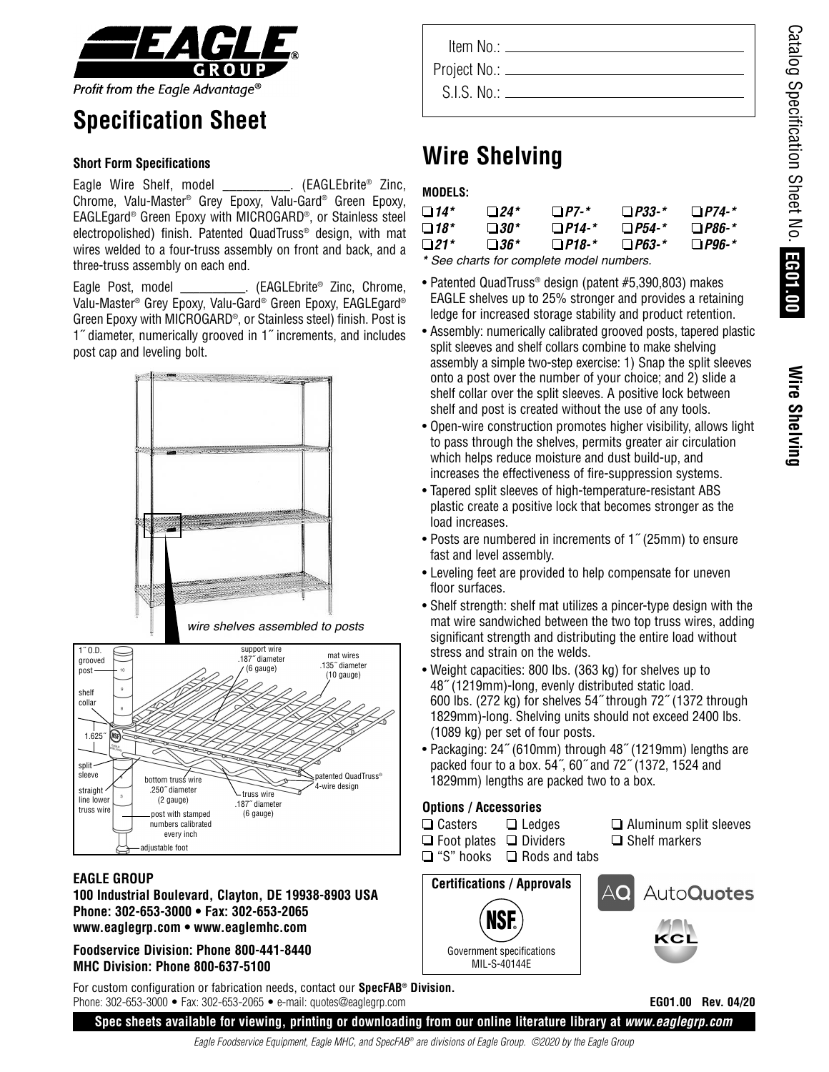# Specification Sheet

Item No.: \_\_\_\_\_\_\_\_\_\_\_\_\_\_\_\_\_\_\_\_

Project No.: \_\_\_\_\_\_\_\_\_\_\_\_\_\_\_\_\_\_\_\_

S.I.S. No.: \_\_\_\_\_\_\_\_\_\_\_\_\_\_\_\_\_\_\_\_

### Short Form Specifications

Eagle Wire Shelf, model \_\_\_\_\_\_\_\_\_\_. (EAGLEbrite® Zinc, Chrome, Valu-Master® Grey Epoxy, Valu-Gard® Green Epoxy, EAGLEgard® Green Epoxy with MICROGARD®, or Stainless steel electropolished) finish. Patented QuadTruss® design, with mat wires welded to a four-truss assembly on front and back, and a three-truss assembly on each end.

Eagle Post, model \_\_\_\_\_\_\_\_\_\_. (EAGLEbrite® Zinc, Chrome, Valu-Master® Grey Epoxy, Valu-Gard® Green Epoxy, EAGLEgard® Green Epoxy with MICROGARD®, or Stainless steel) finish. Post is 1˝ diameter, numerically grooved in 1˝ increments, and includes post cap and leveling bolt.

*wire shelves assembled to posts*

1˝ O.D. grooved post; shelf collar; 1.625˝; split sleeve; straight line lower truss wire; bottom truss wire .250˝ diameter (2 gauge); post with stamped numbers calibrated every inch; adjustable foot; support wire .187˝ diameter (6 gauge); mat wires .135˝ diameter (10 gauge); truss wire .187˝ diameter (6 gauge); patented QuadTruss® 4-wire design

**EAGLE GROUP**
**100 Industrial Boulevard, Clayton, DE 19938-8903 USA**
**Phone: 302-653-3000 • Fax: 302-653-2065**
**www.eaglegrp.com • www.eaglemhc.com**

**Foodservice Division: Phone 800-441-8440**
**MHC Division: Phone 800-637-5100**

# Wire Shelving

**MODELS:**

| | | | | |
|---|---|---|---|---|
| ❑ *14** | ❑ *24** | ❑ *P7-** | ❑ *P33-** | ❑ *P74-** |
| ❑ *18** | ❑ *30** | ❑ *P14-** | ❑ *P54-** | ❑ *P86-** |
| ❑ *21** | ❑ *36** | ❑ *P18-** | ❑ *P63-** | ❑ *P96-** |

*\* See charts for complete model numbers.*

- Patented QuadTruss® design (patent #5,390,803) makes EAGLE shelves up to 25% stronger and provides a retaining ledge for increased storage stability and product retention.
- Assembly: numerically calibrated grooved posts, tapered plastic split sleeves and shelf collars combine to make shelving assembly a simple two-step exercise: 1) Snap the split sleeves onto a post over the number of your choice; and 2) slide a shelf collar over the split sleeves. A positive lock between shelf and post is created without the use of any tools.
- Open-wire construction promotes higher visibility, allows light to pass through the shelves, permits greater air circulation which helps reduce moisture and dust build-up, and increases the effectiveness of fire-suppression systems.
- Tapered split sleeves of high-temperature-resistant ABS plastic create a positive lock that becomes stronger as the load increases.
- Posts are numbered in increments of 1˝ (25mm) to ensure fast and level assembly.
- Leveling feet are provided to help compensate for uneven floor surfaces.
- Shelf strength: shelf mat utilizes a pincer-type design with the mat wire sandwiched between the two top truss wires, adding significant strength and distributing the entire load without stress and strain on the welds.
- Weight capacities: 800 lbs. (363 kg) for shelves up to 48˝ (1219mm)-long, evenly distributed static load. 600 lbs. (272 kg) for shelves 54˝ through 72˝ (1372 through 1829mm)-long. Shelving units should not exceed 2400 lbs. (1089 kg) per set of four posts.
- Packaging: 24˝ (610mm) through 48˝ (1219mm) lengths are packed four to a box. 54˝, 60˝ and 72˝ (1372, 1524 and 1829mm) lengths are packed two to a box.

### Options / Accessories

❑ Casters ❑ Ledges ❑ Aluminum split sleeves
❑ Foot plates ❑ Dividers ❑ Shelf markers
❑ "S" hooks ❑ Rods and tabs

### Certifications / Approvals

NSF

Government specifications MIL-S-40144E

AutoQuotes

KCL

For custom configuration or fabrication needs, contact our **SpecFAB® Division.**
Phone: 302-653-3000 • Fax: 302-653-2065 • e-mail: quotes@eaglegrp.com

**EG01.00 Rev. 04/20**

**Spec sheets available for viewing, printing or downloading from our online literature library at *www.eaglegrp.com***

*Eagle Foodservice Equipment, Eagle MHC, and SpecFAB® are divisions of Eagle Group. ©2020 by the Eagle Group*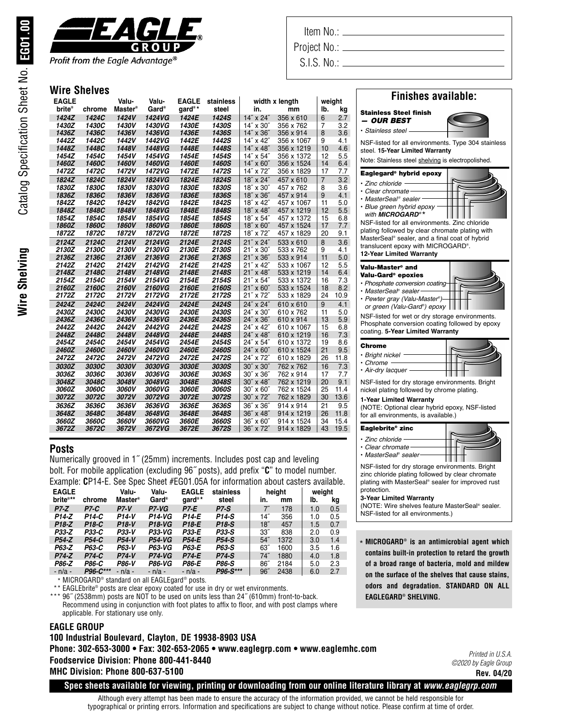Item No.: 
Project No.: 
S.I.S. No.: 

## Wire Shelves

| EAGLE brite® | chrome | Valu-Master® | Valu-Gard® | EAGLE gard®* | stainless steel | width x length in. | width x length mm | weight lb. | weight kg |
|---|---|---|---|---|---|---|---|---|---|
| 1424Z | 1424C | 1424V | 1424VG | 1424E | 1424S | 14″ x 24″ | 356 x 610 | 6 | 2.7 |
| 1430Z | 1430C | 1430V | 1430VG | 1430E | 1430S | 14″ x 30″ | 356 x 762 | 7 | 3.2 |
| 1436Z | 1436C | 1436V | 1436VG | 1436E | 1436S | 14″ x 36″ | 356 x 914 | 8 | 3.6 |
| 1442Z | 1442C | 1442V | 1442VG | 1442E | 1442S | 14″ x 42″ | 356 x 1067 | 9 | 4.1 |
| 1448Z | 1448C | 1448V | 1448VG | 1448E | 1448S | 14″ x 48″ | 356 x 1219 | 10 | 4.6 |
| 1454Z | 1454C | 1454V | 1454VG | 1454E | 1454S | 14″ x 54″ | 356 x 1372 | 12 | 5.5 |
| 1460Z | 1460C | 1460V | 1460VG | 1460E | 1460S | 14″ x 60″ | 356 x 1524 | 14 | 6.4 |
| 1472Z | 1472C | 1472V | 1472VG | 1472E | 1472S | 14″ x 72″ | 356 x 1829 | 17 | 7.7 |
| 1824Z | 1824C | 1824V | 1824VG | 1824E | 1824S | 18″ x 24″ | 457 x 610 | 7 | 3.2 |
| 1830Z | 1830C | 1830V | 1830VG | 1830E | 1830S | 18″ x 30″ | 457 x 762 | 8 | 3.6 |
| 1836Z | 1836C | 1836V | 1836VG | 1836E | 1836S | 18″ x 36″ | 457 x 914 | 9 | 4.1 |
| 1842Z | 1842C | 1842V | 1842VG | 1842E | 1842S | 18″ x 42″ | 457 x 1067 | 11 | 5.0 |
| 1848Z | 1848C | 1848V | 1848VG | 1848E | 1848S | 18″ x 48″ | 457 x 1219 | 12 | 5.5 |
| 1854Z | 1854C | 1854V | 1854VG | 1854E | 1854S | 18″ x 54″ | 457 x 1372 | 15 | 6.8 |
| 1860Z | 1860C | 1860V | 1860VG | 1860E | 1860S | 18″ x 60″ | 457 x 1524 | 17 | 7.7 |
| 1872Z | 1872C | 1872V | 1872VG | 1872E | 1872S | 18″ x 72″ | 457 x 1829 | 20 | 9.1 |
| 2124Z | 2124C | 2124V | 2124VG | 2124E | 2124S | 21″ x 24″ | 533 x 610 | 8 | 3.6 |
| 2130Z | 2130C | 2130V | 2130VG | 2130E | 2130S | 21″ x 30″ | 533 x 762 | 9 | 4.1 |
| 2136Z | 2136C | 2136V | 2136VG | 2136E | 2136S | 21″ x 36″ | 533 x 914 | 11 | 5.0 |
| 2142Z | 2142C | 2142V | 2142VG | 2142E | 2142S | 21″ x 42″ | 533 x 1067 | 12 | 5.5 |
| 2148Z | 2148C | 2148V | 2148VG | 2148E | 2148S | 21″ x 48″ | 533 x 1219 | 14 | 6.4 |
| 2154Z | 2154C | 2154V | 2154VG | 2154E | 2154S | 21″ x 54″ | 533 x 1372 | 16 | 7.3 |
| 2160Z | 2160C | 2160V | 2160VG | 2160E | 2160S | 21″ x 60″ | 533 x 1524 | 18 | 8.2 |
| 2172Z | 2172C | 2172V | 2172VG | 2172E | 2172S | 21″ x 72″ | 533 x 1829 | 24 | 10.9 |
| 2424Z | 2424C | 2424V | 2424VG | 2424E | 2424S | 24″ x 24″ | 610 x 610 | 9 | 4.1 |
| 2430Z | 2430C | 2430V | 2430VG | 2430E | 2430S | 24″ x 30″ | 610 x 762 | 11 | 5.0 |
| 2436Z | 2436C | 2436V | 2436VG | 2436E | 2436S | 24″ x 36″ | 610 x 914 | 13 | 5.9 |
| 2442Z | 2442C | 2442V | 2442VG | 2442E | 2442S | 24″ x 42″ | 610 x 1067 | 15 | 6.8 |
| 2448Z | 2448C | 2448V | 2448VG | 2448E | 2448S | 24″ x 48″ | 610 x 1219 | 16 | 7.3 |
| 2454Z | 2454C | 2454V | 2454VG | 2454E | 2454S | 24″ x 54″ | 610 x 1372 | 19 | 8.6 |
| 2460Z | 2460C | 2460V | 2460VG | 2460E | 2460S | 24″ x 60″ | 610 x 1524 | 21 | 9.5 |
| 2472Z | 2472C | 2472V | 2472VG | 2472E | 2472S | 24″ x 72″ | 610 x 1829 | 26 | 11.8 |
| 3030Z | 3030C | 3030V | 3030VG | 3030E | 3030S | 30″ x 30″ | 762 x 762 | 16 | 7.3 |
| 3036Z | 3036C | 3036V | 3036VG | 3036E | 3036S | 30″ x 36″ | 762 x 914 | 17 | 7.7 |
| 3048Z | 3048C | 3048V | 3048VG | 3048E | 3048S | 30″ x 48″ | 762 x 1219 | 20 | 9.1 |
| 3060Z | 3060C | 3060V | 3060VG | 3060E | 3060S | 30″ x 60″ | 762 x 1524 | 25 | 11.4 |
| 3072Z | 3072C | 3072V | 3072VG | 3072E | 3072S | 30″ x 72″ | 762 x 1829 | 30 | 13.6 |
| 3636Z | 3636C | 3636V | 3636VG | 3636E | 3636S | 36″ x 36″ | 914 x 914 | 21 | 9.5 |
| 3648Z | 3648C | 3648V | 3648VG | 3648E | 3648S | 36″ x 48″ | 914 x 1219 | 26 | 11.8 |
| 3660Z | 3660C | 3660V | 3660VG | 3660E | 3660S | 36″ x 60″ | 914 x 1524 | 34 | 15.4 |
| 3672Z | 3672C | 3672V | 3672VG | 3672E | 3672S | 36″ x 72″ | 914 x 1829 | 43 | 19.5 |

## Posts

Numerically grooved in 1″ (25mm) increments. Includes post cap and leveling bolt. For mobile application (excluding 96″ posts), add prefix "**C**" to model number. Example: **C**P14-E. See Spec Sheet #EG01.05A for information about casters available.

| EAGLE brite®** | chrome | Valu-Master® | Valu-Gard® | EAGLE gard®* | stainless steel | height in. | height mm | weight lb. | weight kg |
|---|---|---|---|---|---|---|---|---|---|
| P7-Z | P7-C | P7-V | P7-VG | P7-E | P7-S | 7″ | 178 | 1.0 | 0.5 |
| P14-Z | P14-C | P14-V | P14-VG | P14-E | P14-S | 14″ | 356 | 1.0 | 0.5 |
| P18-Z | P18-C | P18-V | P18-VG | P18-E | P18-S | 18″ | 457 | 1.5 | 0.7 |
| P33-Z | P33-C | P33-V | P33-VG | P33-E | P33-S | 33″ | 838 | 2.0 | 0.9 |
| P54-Z | P54-C | P54-V | P54-VG | P54-E | P54-S | 54″ | 1372 | 3.0 | 1.4 |
| P63-Z | P63-C | P63-V | P63-VG | P63-E | P63-S | 63″ | 1600 | 3.5 | 1.6 |
| P74-Z | P74-C | P74-V | P74-VG | P74-E | P74-S | 74″ | 1880 | 4.0 | 1.8 |
| P86-Z | P86-C | P86-V | P86-VG | P86-E | P86-S | 86″ | 2184 | 5.0 | 2.3 |
| - n/a - | P96-C*** | - n/a - | - n/a - | - n/a - | P96-S*** | 96″ | 2438 | 6.0 | 2.7 |

\* MICROGARD® standard on all EAGLEgard® posts.

\*\* EAGLEbrite® posts are clear epoxy coated for use in dry or wet environments.

\*\*\* 96″ (2538mm) posts are NOT to be used on units less than 24″ (610mm) front-to-back. Recommend using in conjunction with foot plates to affix to floor, and with post clamps where applicable. For stationary use only.

## Finishes available:

**Stainless Steel finish — *OUR BEST***

- Stainless steel

NSF-listed for all environments. Type 304 stainless steel. **15-Year Limited Warranty**

Note: Stainless steel shelving is electropolished.

**Eaglegard® hybrid epoxy**

- Zinc chloride
- Clear chromate
- MasterSeal® sealer
- Blue green hybrid epoxy with ***MICROGARD®****

NSF-listed for all environments. Zinc chloride plating followed by clear chromate plating with MasterSeal® sealer, and a final coat of hybrid translucent epoxy with MICROGARD®. **12-Year Limited Warranty**

**Valu-Master® and Valu-Gard® epoxies**

- Phosphate conversion coating
- MasterSeal® sealer
- Pewter gray (Valu-Master®) or green (Valu-Gard®) epoxy

NSF-listed for wet or dry storage environments. Phosphate conversion coating followed by epoxy coating. **5-Year Limited Warranty**

**Chrome**

- Bright nickel
- Chrome
- Air-dry lacquer

NSF-listed for dry storage environments. Bright nickel plating followed by chrome plating.

**1-Year Limited Warranty**

(NOTE: Optional clear hybrid epoxy, NSF-listed for all environments, is available.)

**Eaglebrite® zinc**

- Zinc chloride
- Clear chromate
- MasterSeal® sealer

NSF-listed for dry storage environments. Bright zinc chloride plating followed by clear chromate plating with MasterSeal® sealer for improved rust protection.

**3-Year Limited Warranty**

(NOTE: Wire shelves feature MasterSeal® sealer. NSF-listed for all environments.)

\* **MICROGARD® is an antimicrobial agent which contains built-in protection to retard the growth of a broad range of bacteria, mold and mildew on the surface of the shelves that cause stains, odors and degradation. STANDARD ON ALL EAGLEGARD® SHELVING.**

**EAGLE GROUP**
**100 Industrial Boulevard, Clayton, DE 19938-8903 USA**
**Phone: 302-653-3000 • Fax: 302-653-2065 • www.eaglegrp.com • www.eaglemhc.com**
**Foodservice Division: Phone 800-441-8440**
**MHC Division: Phone 800-637-5100**

*Printed in U.S.A.*
*©2020 by Eagle Group*
**Rev. 04/20**

**Spec sheets available for viewing, printing or downloading from our online literature library at *www.eaglegrp.com***

Although every attempt has been made to ensure the accuracy of the information provided, we cannot be held responsible for typographical or printing errors. Information and specifications are subject to change without notice. Please confirm at time of order.